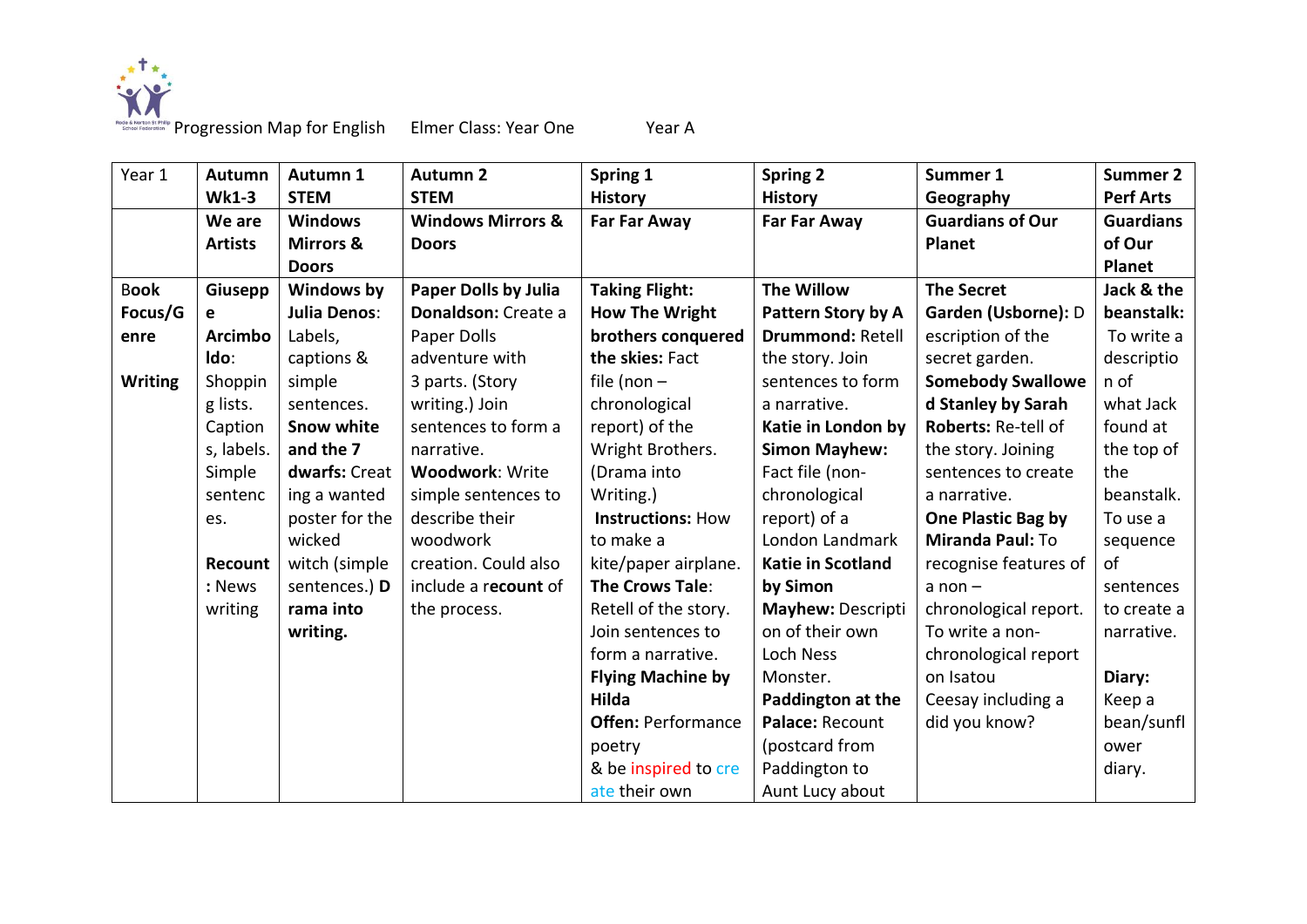Progression Map for English Elmer Class: Year One Year A

| Year 1 | Autumn Wk1-3 | Autumn 1 STEM | Autumn 2 STEM | Spring 1 History | Spring 2 History | Summer 1 Geography | Summer 2 Perf Arts |
|---|---|---|---|---|---|---|---|
| | **We are Artists** | **Windows Mirrors & Doors** | **Windows Mirrors & Doors** | **Far Far Away** | **Far Far Away** | **Guardians of Our Planet** | **Guardians of Our Planet** |
| **Book Focus/Genre Writing** | **Giuseppe Arcimboldo**: Shopping lists. Captions, labels. Simple sentences. **Recount: News** writing | **Windows by Julia Denos**: Labels, captions & simple sentences. **Snow white and the 7 dwarfs:** Creating a wanted poster for the wicked witch (simple sentences.) **Drama into writing.** | **Paper Dolls by Julia Donaldson:** Create a Paper Dolls adventure with 3 parts. (Story writing.) Join sentences to form a narrative. **Woodwork**: Write simple sentences to describe their woodwork creation. Could also include a **recount** of the process. | **Taking Flight: How The Wright brothers conquered the skies:** Fact file (non – chronological report) of the Wright Brothers. (Drama into Writing.) **Instructions:** How to make a kite/paper airplane. **The Crows Tale**: Retell of the story. Join sentences to form a narrative. **Flying Machine by Hilda Offen:** Performance poetry & be inspired to create their own | **The Willow Pattern Story by A Drummond:** Retell the story. Join sentences to form a narrative. **Katie in London by Simon Mayhew:** Fact file (non-chronological report) of a London Landmark **Katie in Scotland by Simon Mayhew:** Description of their own Loch Ness Monster. **Paddington at the Palace:** Recount (postcard from Paddington to Aunt Lucy about | **The Secret Garden (Usborne):** Description of the secret garden. **Somebody Swallowed Stanley by Sarah Roberts:** Re-tell of the story. Joining sentences to create a narrative. **One Plastic Bag by Miranda Paul:** To recognise features of a non – chronological report. To write a non-chronological report on Isatou Ceesay including a did you know? | **Jack & the beanstalk:** To write a description of what Jack found at the top of the beanstalk. To use a sequence of sentences to create a narrative. **Diary:** Keep a bean/sunflower diary. |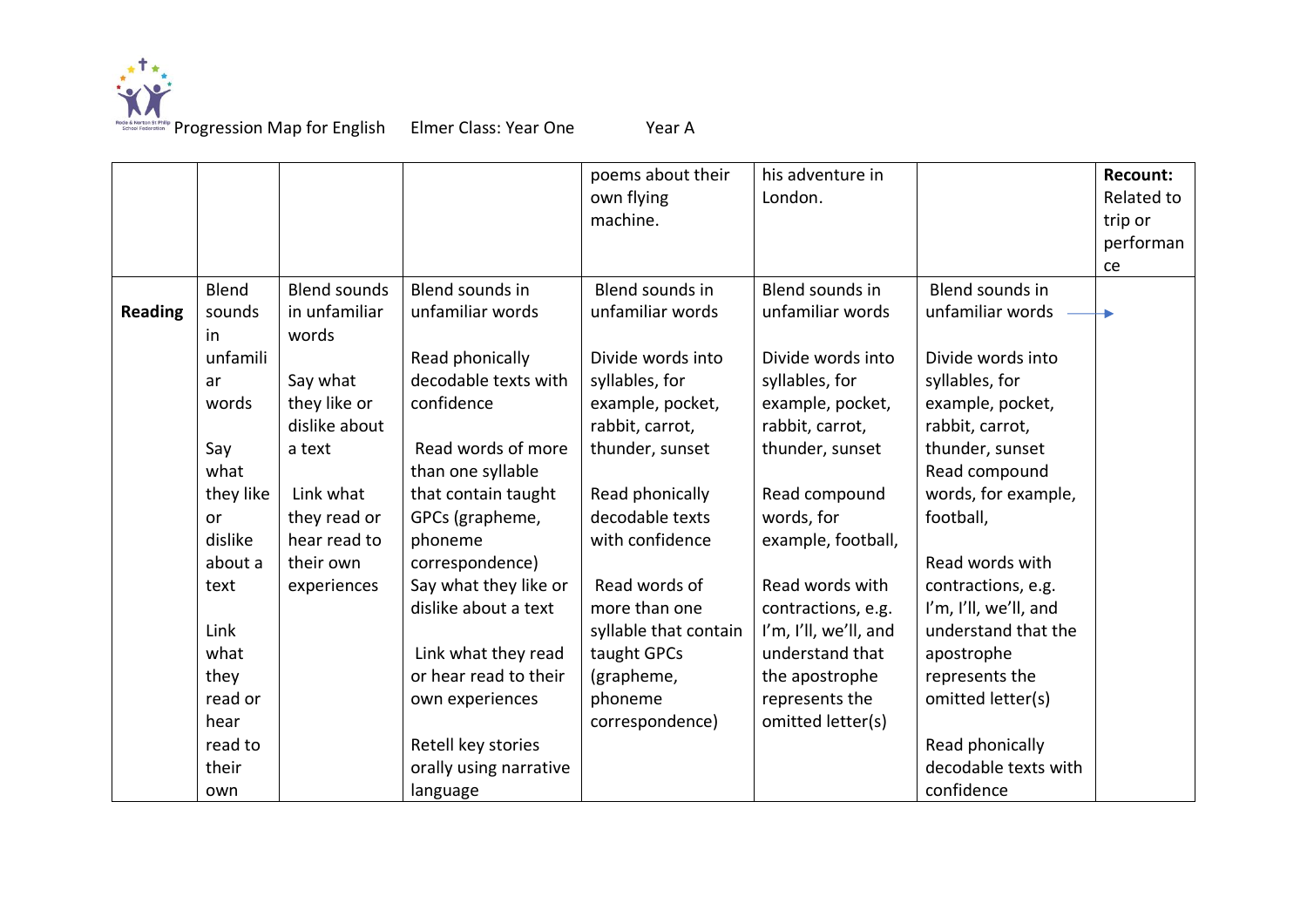Progression Map for English Elmer Class: Year One Year A

| | | | | | | | |
|---|---|---|---|---|---|---|---|
| | | | | poems about their own flying machine. | his adventure in London. | | **Recount:** Related to trip or performance |
| **Reading** | Blend sounds in unfamiliar words<br><br>Say what they like or dislike about a text<br><br>Link what they read or hear read to their own | Blend sounds in unfamiliar words<br><br>Say what they like or dislike about a text<br><br>Link what they read or hear read to their own experiences | Blend sounds in unfamiliar words<br><br>Read phonically decodable texts with confidence<br><br>Read words of more than one syllable that contain taught GPCs (grapheme, phoneme correspondence)<br>Say what they like or dislike about a text<br><br>Link what they read or hear read to their own experiences<br><br>Retell key stories orally using narrative language | Blend sounds in unfamiliar words<br><br>Divide words into syllables, for example, pocket, rabbit, carrot, thunder, sunset<br><br>Read phonically decodable texts with confidence<br><br>Read words of more than one syllable that contain taught GPCs (grapheme, phoneme correspondence) | Blend sounds in unfamiliar words<br><br>Divide words into syllables, for example, pocket, rabbit, carrot, thunder, sunset<br><br>Read compound words, for example, football,<br><br>Read words with contractions, e.g. I'm, I'll, we'll, and understand that the apostrophe represents the omitted letter(s) | Blend sounds in unfamiliar words →<br><br>Divide words into syllables, for example, pocket, rabbit, carrot, thunder, sunset<br>Read compound words, for example, football,<br><br>Read words with contractions, e.g. I'm, I'll, we'll, and understand that the apostrophe represents the omitted letter(s)<br><br>Read phonically decodable texts with confidence | |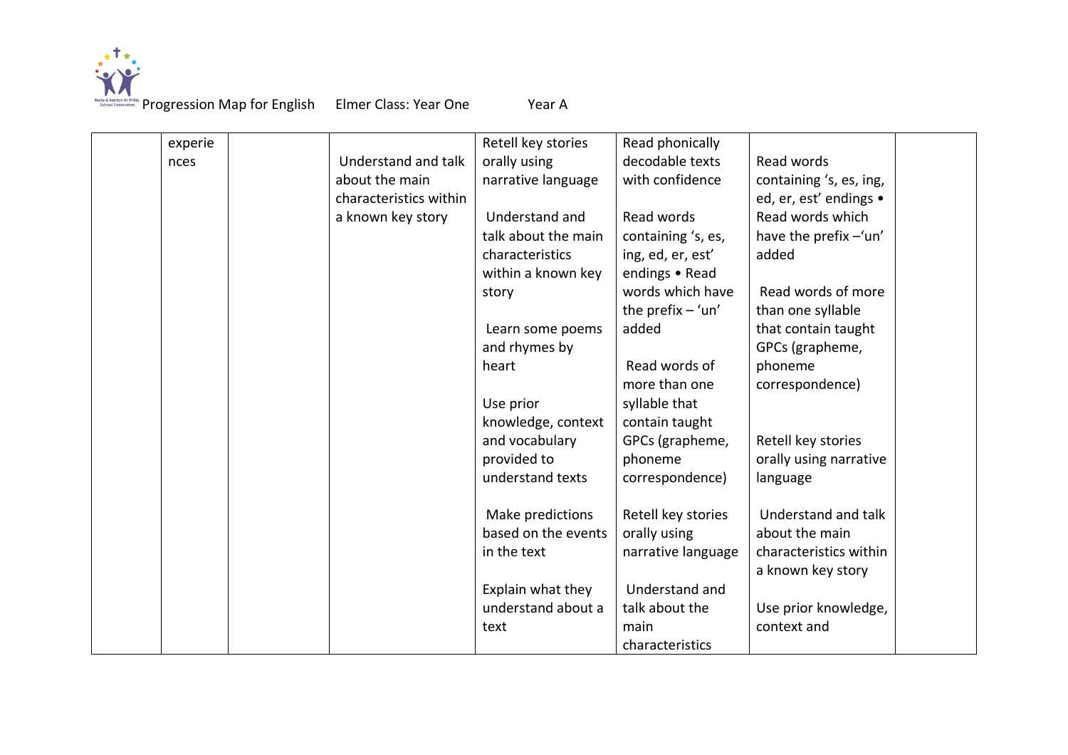Progression Map for English Elmer Class: Year One Year A

| | | | | | | | |
|---|---|---|---|---|---|---|---|
| | experiences | | Understand and talk about the main characteristics within a known key story | Retell key stories orally using narrative language<br><br>Understand and talk about the main characteristics within a known key story<br><br>Learn some poems and rhymes by heart<br><br>Use prior knowledge, context and vocabulary provided to understand texts<br><br>Make predictions based on the events in the text<br><br>Explain what they understand about a text | Read phonically decodable texts with confidence<br><br>Read words containing 's, es, ing, ed, er, est' endings • Read words which have the prefix – 'un' added<br><br>Read words of more than one syllable that contain taught GPCs (grapheme, phoneme correspondence)<br><br>Retell key stories orally using narrative language<br><br>Understand and talk about the main characteristics | Read words containing 's, es, ing, ed, er, est' endings • Read words which have the prefix –'un' added<br><br>Read words of more than one syllable that contain taught GPCs (grapheme, phoneme correspondence)<br><br>Retell key stories orally using narrative language<br><br>Understand and talk about the main characteristics within a known key story<br><br>Use prior knowledge, context and | |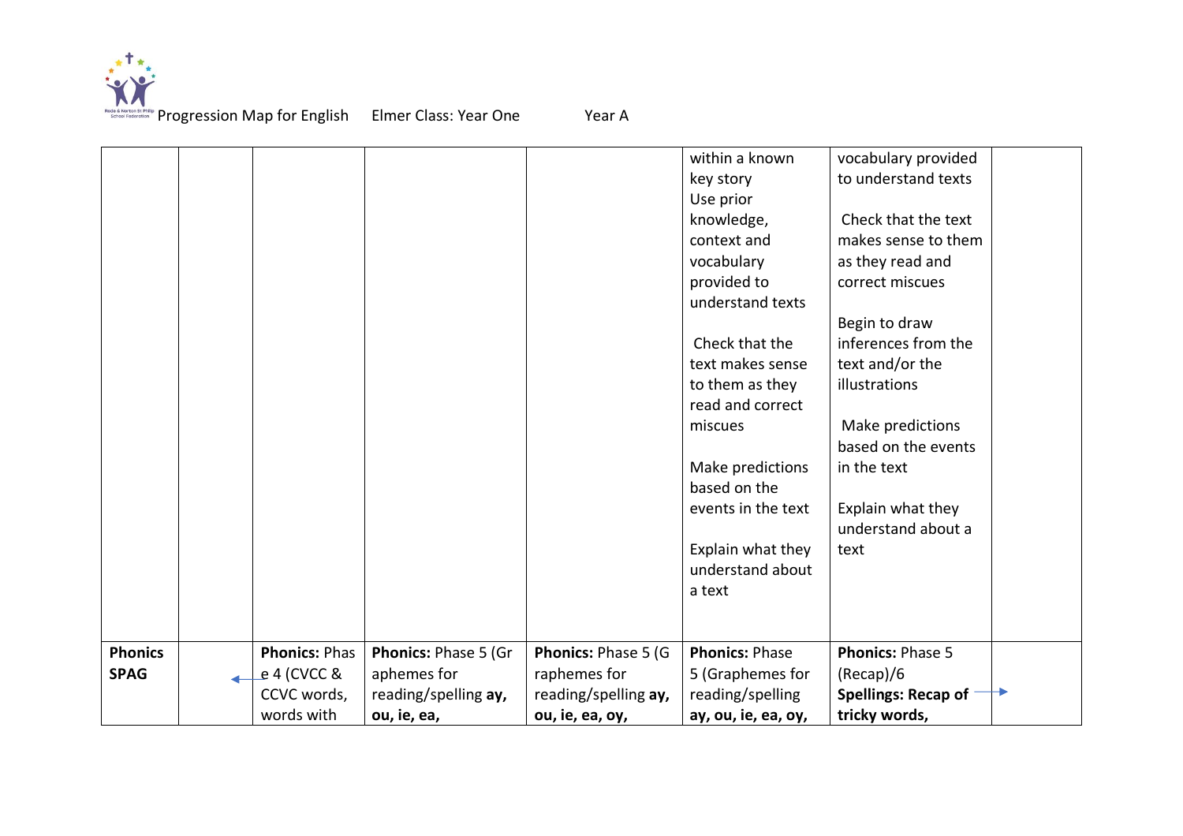Progression Map for English Elmer Class: Year One Year A

| | | | | | | | |
|---|---|---|---|---|---|---|---|
| | | | | | within a known key story<br>Use prior knowledge, context and vocabulary provided to understand texts<br><br>Check that the text makes sense to them as they read and correct miscues<br><br>Make predictions based on the events in the text<br><br>Explain what they understand about a text | vocabulary provided to understand texts<br><br>Check that the text makes sense to them as they read and correct miscues<br><br>Begin to draw inferences from the text and/or the illustrations<br><br>Make predictions based on the events in the text<br><br>Explain what they understand about a text | |
| **Phonics SPAG** | ← | **Phonics:** Phase 4 (CVCC & CCVC words, words with | **Phonics:** Phase 5 (Graphemes for reading/spelling **ay, ou, ie, ea,** | **Phonics:** Phase 5 (Graphemes for reading/spelling **ay, ou, ie, ea, oy,** | **Phonics:** Phase 5 (Graphemes for reading/spelling **ay, ou, ie, ea, oy,** | **Phonics:** Phase 5 (Recap)/6<br>**Spellings: Recap of tricky words,** → | |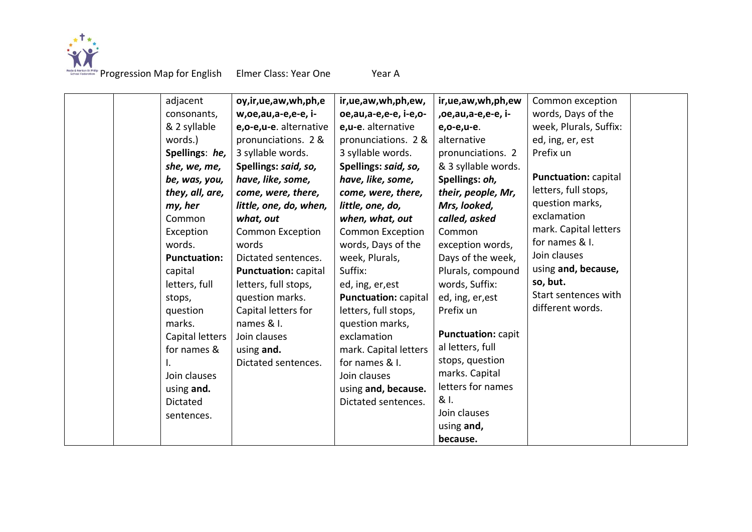Progression Map for English Elmer Class: Year One Year A

| | | | | | | | |
|---|---|---|---|---|---|---|---|
| | | adjacent consonants, & 2 syllable words.) **Spellings**: ***he, she, we, me, be, was, you, they, all, are, my, her*** Common Exception words. **Punctuation:** capital letters, full stops, question marks. Capital letters for names & I. Join clauses using **and.** Dictated sentences. | **oy,ir,ue,aw,wh,ph,ew,oe,au,a-e,e-e, i-e,o-e,u-e**. alternative pronunciations. 2 & 3 syllable words. **Spellings: *said, so, have, like, some, come, were, there, little, one, do, when, what, out*** Common Exception words Dictated sentences. **Punctuation:** capital letters, full stops, question marks. Capital letters for names & I. Join clauses using **and.** Dictated sentences. | **ir,ue,aw,wh,ph,ew, oe,au,a-e,e-e, i-e,o-e,u-e**. alternative pronunciations. 2 & 3 syllable words. **Spellings: *said, so, have, like, some, come, were, there, little, one, do, when, what, out*** Common Exception words, Days of the week, Plurals, Suffix: ed, ing, er,est **Punctuation:** capital letters, full stops, question marks, exclamation mark. Capital letters for names & I. Join clauses using **and, because.** Dictated sentences. | **ir,ue,aw,wh,ph,ew ,oe,au,a-e,e-e, i-e,o-e,u-e**. alternative pronunciations. 2 & 3 syllable words. **Spellings: *oh, their, people, Mr, Mrs, looked, called, asked*** Common exception words, Days of the week, Plurals, compound words, Suffix: ed, ing, er,est Prefix un **Punctuation:** capital letters, full stops, question marks. Capital letters for names & I. Join clauses using **and, because.** | Common exception words, Days of the week, Plurals, Suffix: ed, ing, er, est Prefix un **Punctuation:** capital letters, full stops, question marks, exclamation mark. Capital letters for names & I. Join clauses using **and, because, so, but.** Start sentences with different words. | |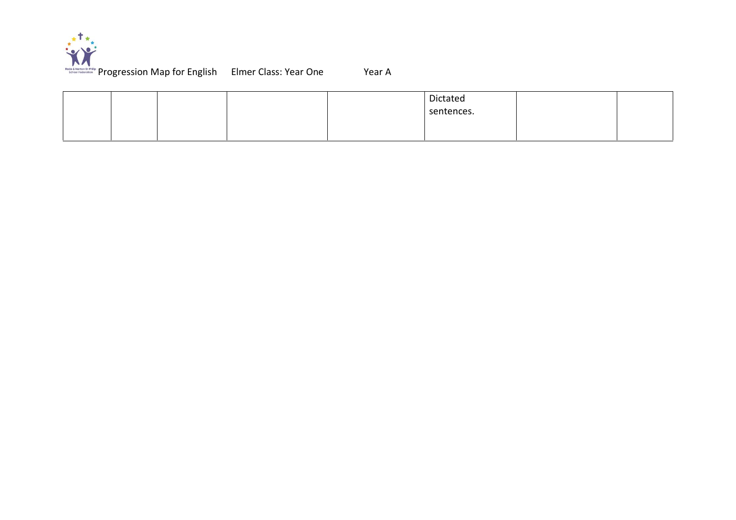Progression Map for English Elmer Class: Year One Year A

| | | | | | | | |
|---|---|---|---|---|---|---|---|
| | | | | | Dictated sentences. | | |